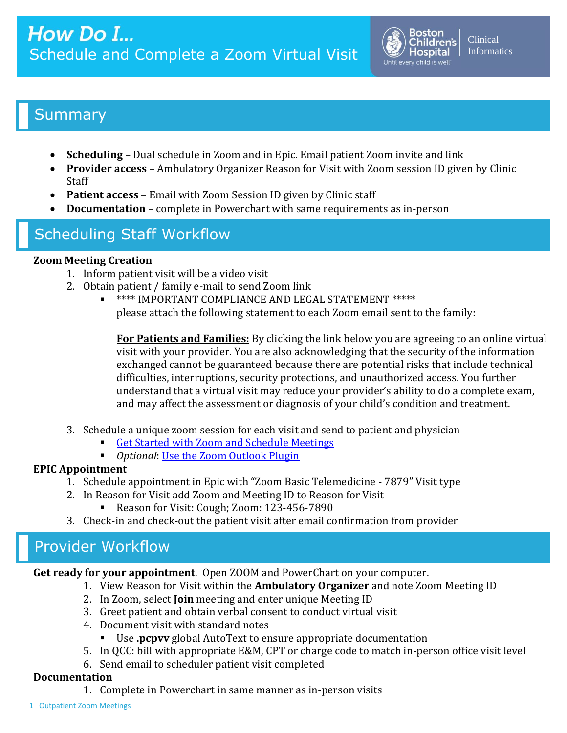# How Do I…
## Schedule and Complete a Zoom Virtual Visit

Boston Children's Hospital — Until every child is well — Clinical Informatics

## Summary

- **Scheduling** – Dual schedule in Zoom and in Epic. Email patient Zoom invite and link
- **Provider access** – Ambulatory Organizer Reason for Visit with Zoom session ID given by Clinic Staff
- **Patient access** – Email with Zoom Session ID given by Clinic staff
- **Documentation** – complete in Powerchart with same requirements as in-person

## Scheduling Staff Workflow

**Zoom Meeting Creation**

1. Inform patient visit will be a video visit
2. Obtain patient / family e-mail to send Zoom link
   - **** IMPORTANT COMPLIANCE AND LEGAL STATEMENT *****
     please attach the following statement to each Zoom email sent to the family:

     **For Patients and Families:** By clicking the link below you are agreeing to an online virtual visit with your provider. You are also acknowledging that the security of the information exchanged cannot be guaranteed because there are potential risks that include technical difficulties, interruptions, security protections, and unauthorized access. You further understand that a virtual visit may reduce your provider's ability to do a complete exam, and may affect the assessment or diagnosis of your child's condition and treatment.
3. Schedule a unique zoom session for each visit and send to patient and physician
   - Get Started with Zoom and Schedule Meetings
   - *Optional*: Use the Zoom Outlook Plugin

**EPIC Appointment**

1. Schedule appointment in Epic with "Zoom Basic Telemedicine - 7879" Visit type
2. In Reason for Visit add Zoom and Meeting ID to Reason for Visit
   - Reason for Visit: Cough; Zoom: 123-456-7890
3. Check-in and check-out the patient visit after email confirmation from provider

## Provider Workflow

**Get ready for your appointment**. Open ZOOM and PowerChart on your computer.

1. View Reason for Visit within the **Ambulatory Organizer** and note Zoom Meeting ID
2. In Zoom, select **Join** meeting and enter unique Meeting ID
3. Greet patient and obtain verbal consent to conduct virtual visit
4. Document visit with standard notes
   - Use **.pcpvv** global AutoText to ensure appropriate documentation
5. In QCC: bill with appropriate E&M, CPT or charge code to match in-person office visit level
6. Send email to scheduler patient visit completed

**Documentation**

1. Complete in Powerchart in same manner as in-person visits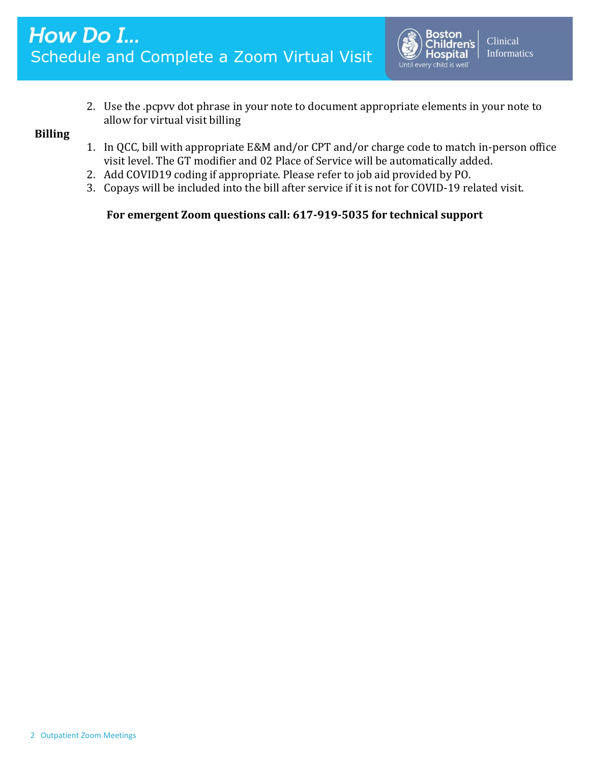2. Use the .pcpvv dot phrase in your note to document appropriate elements in your note to allow for virtual visit billing

**Billing**

1. In QCC, bill with appropriate E&M and/or CPT and/or charge code to match in-person office visit level. The GT modifier and 02 Place of Service will be automatically added.
2. Add COVID19 coding if appropriate. Please refer to job aid provided by PO.
3. Copays will be included into the bill after service if it is not for COVID-19 related visit.

**For emergent Zoom questions call: 617-919-5035 for technical support**